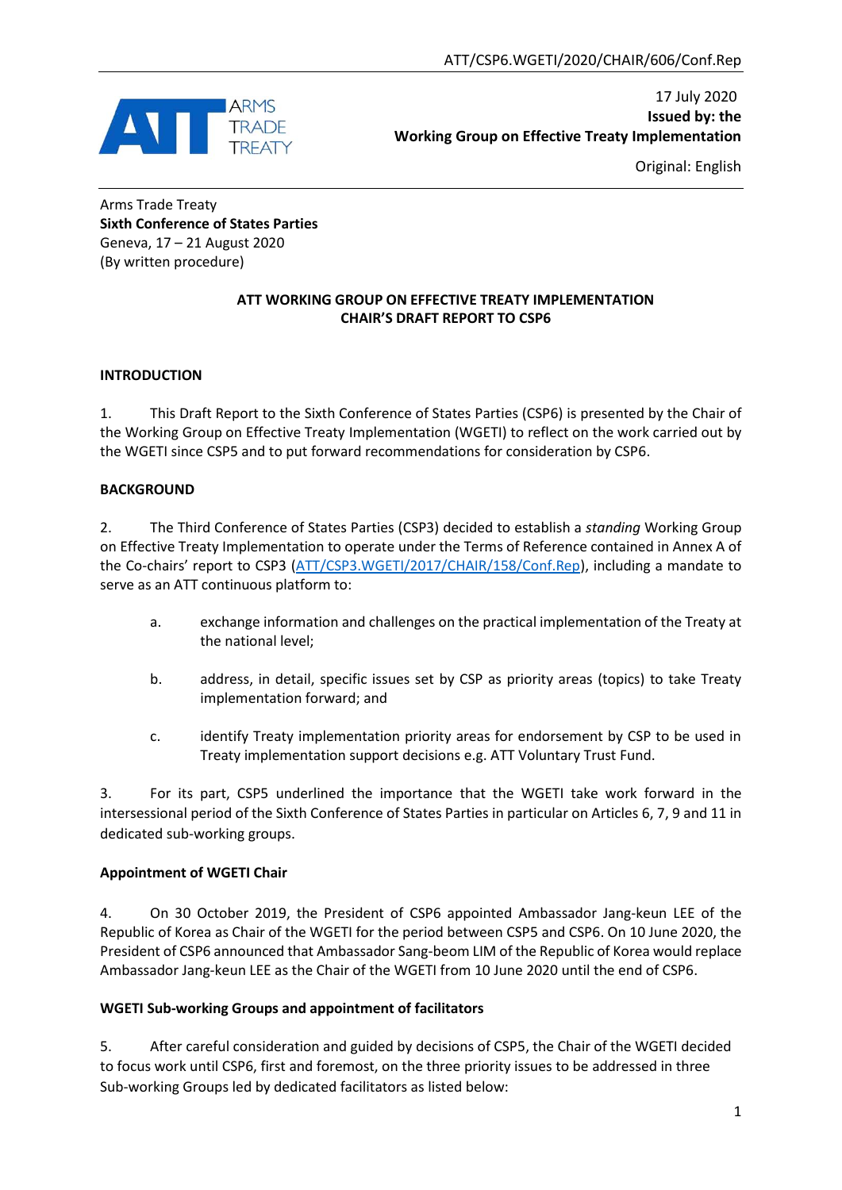17 July 2020
**Issued by: the Working Group on Effective Treaty Implementation**

Original: English

Arms Trade Treaty
**Sixth Conference of States Parties**
Geneva, 17 – 21 August 2020
(By written procedure)

**ATT WORKING GROUP ON EFFECTIVE TREATY IMPLEMENTATION**
**CHAIR'S DRAFT REPORT TO CSP6**

## INTRODUCTION

1. This Draft Report to the Sixth Conference of States Parties (CSP6) is presented by the Chair of the Working Group on Effective Treaty Implementation (WGETI) to reflect on the work carried out by the WGETI since CSP5 and to put forward recommendations for consideration by CSP6.

## BACKGROUND

2. The Third Conference of States Parties (CSP3) decided to establish a *standing* Working Group on Effective Treaty Implementation to operate under the Terms of Reference contained in Annex A of the Co-chairs' report to CSP3 (ATT/CSP3.WGETI/2017/CHAIR/158/Conf.Rep), including a mandate to serve as an ATT continuous platform to:

   a. exchange information and challenges on the practical implementation of the Treaty at the national level;

   b. address, in detail, specific issues set by CSP as priority areas (topics) to take Treaty implementation forward; and

   c. identify Treaty implementation priority areas for endorsement by CSP to be used in Treaty implementation support decisions e.g. ATT Voluntary Trust Fund.

3. For its part, CSP5 underlined the importance that the WGETI take work forward in the intersessional period of the Sixth Conference of States Parties in particular on Articles 6, 7, 9 and 11 in dedicated sub-working groups.

### Appointment of WGETI Chair

4. On 30 October 2019, the President of CSP6 appointed Ambassador Jang-keun LEE of the Republic of Korea as Chair of the WGETI for the period between CSP5 and CSP6. On 10 June 2020, the President of CSP6 announced that Ambassador Sang-beom LIM of the Republic of Korea would replace Ambassador Jang-keun LEE as the Chair of the WGETI from 10 June 2020 until the end of CSP6.

### WGETI Sub-working Groups and appointment of facilitators

5. After careful consideration and guided by decisions of CSP5, the Chair of the WGETI decided to focus work until CSP6, first and foremost, on the three priority issues to be addressed in three Sub-working Groups led by dedicated facilitators as listed below: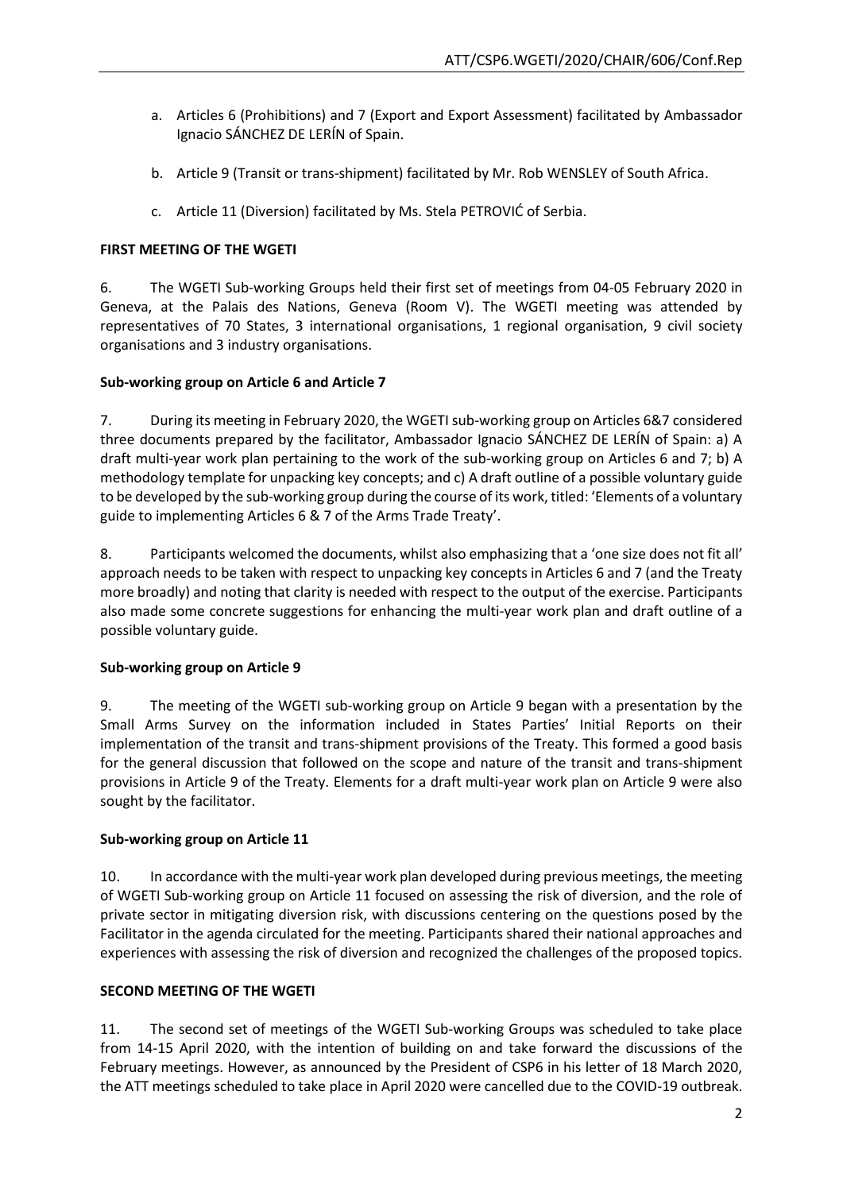a. Articles 6 (Prohibitions) and 7 (Export and Export Assessment) facilitated by Ambassador Ignacio SÁNCHEZ DE LERÍN of Spain.

b. Article 9 (Transit or trans-shipment) facilitated by Mr. Rob WENSLEY of South Africa.

c. Article 11 (Diversion) facilitated by Ms. Stela PETROVIĆ of Serbia.

**FIRST MEETING OF THE WGETI**

6. The WGETI Sub-working Groups held their first set of meetings from 04-05 February 2020 in Geneva, at the Palais des Nations, Geneva (Room V). The WGETI meeting was attended by representatives of 70 States, 3 international organisations, 1 regional organisation, 9 civil society organisations and 3 industry organisations.

**Sub-working group on Article 6 and Article 7**

7. During its meeting in February 2020, the WGETI sub-working group on Articles 6&7 considered three documents prepared by the facilitator, Ambassador Ignacio SÁNCHEZ DE LERÍN of Spain: a) A draft multi-year work plan pertaining to the work of the sub-working group on Articles 6 and 7; b) A methodology template for unpacking key concepts; and c) A draft outline of a possible voluntary guide to be developed by the sub-working group during the course of its work, titled: 'Elements of a voluntary guide to implementing Articles 6 & 7 of the Arms Trade Treaty'.

8. Participants welcomed the documents, whilst also emphasizing that a 'one size does not fit all' approach needs to be taken with respect to unpacking key concepts in Articles 6 and 7 (and the Treaty more broadly) and noting that clarity is needed with respect to the output of the exercise. Participants also made some concrete suggestions for enhancing the multi-year work plan and draft outline of a possible voluntary guide.

**Sub-working group on Article 9**

9. The meeting of the WGETI sub-working group on Article 9 began with a presentation by the Small Arms Survey on the information included in States Parties' Initial Reports on their implementation of the transit and trans-shipment provisions of the Treaty. This formed a good basis for the general discussion that followed on the scope and nature of the transit and trans-shipment provisions in Article 9 of the Treaty. Elements for a draft multi-year work plan on Article 9 were also sought by the facilitator.

**Sub-working group on Article 11**

10. In accordance with the multi-year work plan developed during previous meetings, the meeting of WGETI Sub-working group on Article 11 focused on assessing the risk of diversion, and the role of private sector in mitigating diversion risk, with discussions centering on the questions posed by the Facilitator in the agenda circulated for the meeting. Participants shared their national approaches and experiences with assessing the risk of diversion and recognized the challenges of the proposed topics.

**SECOND MEETING OF THE WGETI**

11. The second set of meetings of the WGETI Sub-working Groups was scheduled to take place from 14-15 April 2020, with the intention of building on and take forward the discussions of the February meetings. However, as announced by the President of CSP6 in his letter of 18 March 2020, the ATT meetings scheduled to take place in April 2020 were cancelled due to the COVID-19 outbreak.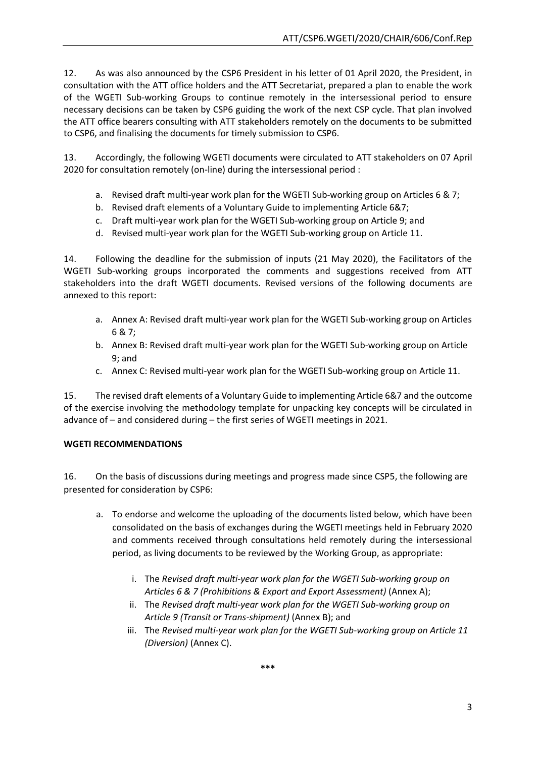12. As was also announced by the CSP6 President in his letter of 01 April 2020, the President, in consultation with the ATT office holders and the ATT Secretariat, prepared a plan to enable the work of the WGETI Sub-working Groups to continue remotely in the intersessional period to ensure necessary decisions can be taken by CSP6 guiding the work of the next CSP cycle. That plan involved the ATT office bearers consulting with ATT stakeholders remotely on the documents to be submitted to CSP6, and finalising the documents for timely submission to CSP6.

13. Accordingly, the following WGETI documents were circulated to ATT stakeholders on 07 April 2020 for consultation remotely (on-line) during the intersessional period :

   a. Revised draft multi-year work plan for the WGETI Sub-working group on Articles 6 & 7;
   b. Revised draft elements of a Voluntary Guide to implementing Article 6&7;
   c. Draft multi-year work plan for the WGETI Sub-working group on Article 9; and
   d. Revised multi-year work plan for the WGETI Sub-working group on Article 11.

14. Following the deadline for the submission of inputs (21 May 2020), the Facilitators of the WGETI Sub-working groups incorporated the comments and suggestions received from ATT stakeholders into the draft WGETI documents. Revised versions of the following documents are annexed to this report:

   a. Annex A: Revised draft multi-year work plan for the WGETI Sub-working group on Articles 6 & 7;
   b. Annex B: Revised draft multi-year work plan for the WGETI Sub-working group on Article 9; and
   c. Annex C: Revised multi-year work plan for the WGETI Sub-working group on Article 11.

15. The revised draft elements of a Voluntary Guide to implementing Article 6&7 and the outcome of the exercise involving the methodology template for unpacking key concepts will be circulated in advance of – and considered during – the first series of WGETI meetings in 2021.

**WGETI RECOMMENDATIONS**

16. On the basis of discussions during meetings and progress made since CSP5, the following are presented for consideration by CSP6:

   a. To endorse and welcome the uploading of the documents listed below, which have been consolidated on the basis of exchanges during the WGETI meetings held in February 2020 and comments received through consultations held remotely during the intersessional period, as living documents to be reviewed by the Working Group, as appropriate:

      i. The *Revised draft multi-year work plan for the WGETI Sub-working group on Articles 6 & 7 (Prohibitions & Export and Export Assessment)* (Annex A);
      ii. The *Revised draft multi-year work plan for the WGETI Sub-working group on Article 9 (Transit or Trans-shipment)* (Annex B); and
      iii. The *Revised multi-year work plan for the WGETI Sub-working group on Article 11 (Diversion)* (Annex C).

***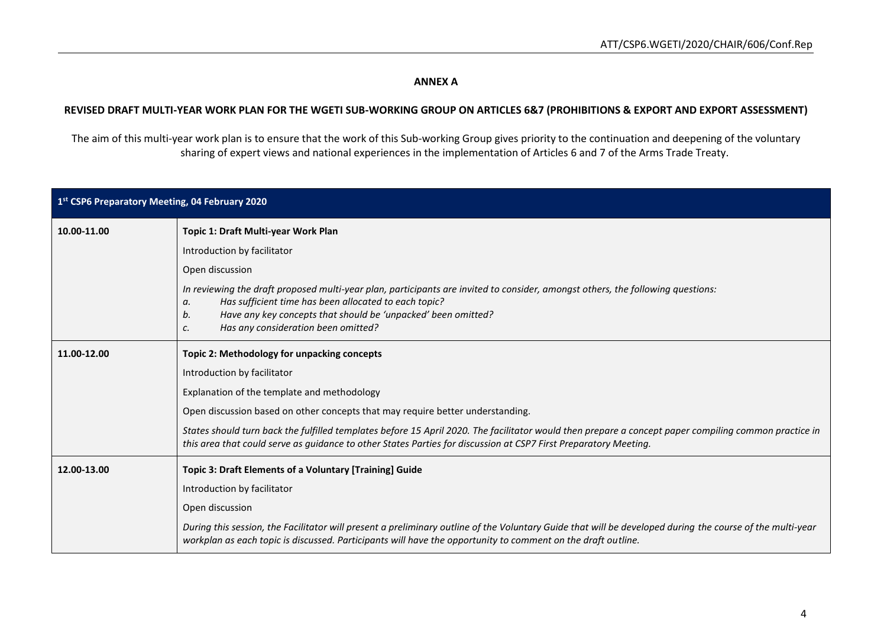**ANNEX A**

**REVISED DRAFT MULTI-YEAR WORK PLAN FOR THE WGETI SUB-WORKING GROUP ON ARTICLES 6&7 (PROHIBITIONS & EXPORT AND EXPORT ASSESSMENT)**

The aim of this multi-year work plan is to ensure that the work of this Sub-working Group gives priority to the continuation and deepening of the voluntary sharing of expert views and national experiences in the implementation of Articles 6 and 7 of the Arms Trade Treaty.

| 1st CSP6 Preparatory Meeting, 04 February 2020 | |
|---|---|
| 10.00-11.00 | **Topic 1: Draft Multi-year Work Plan**<br>Introduction by facilitator<br>Open discussion<br>*In reviewing the draft proposed multi-year plan, participants are invited to consider, amongst others, the following questions:*<br>*a. Has sufficient time has been allocated to each topic?*<br>*b. Have any key concepts that should be 'unpacked' been omitted?*<br>*c. Has any consideration been omitted?* |
| 11.00-12.00 | **Topic 2: Methodology for unpacking concepts**<br>Introduction by facilitator<br>Explanation of the template and methodology<br>Open discussion based on other concepts that may require better understanding.<br>*States should turn back the fulfilled templates before 15 April 2020. The facilitator would then prepare a concept paper compiling common practice in this area that could serve as guidance to other States Parties for discussion at CSP7 First Preparatory Meeting.* |
| 12.00-13.00 | **Topic 3: Draft Elements of a Voluntary [Training] Guide**<br>Introduction by facilitator<br>Open discussion<br>*During this session, the Facilitator will present a preliminary outline of the Voluntary Guide that will be developed during the course of the multi-year workplan as each topic is discussed. Participants will have the opportunity to comment on the draft outline.* |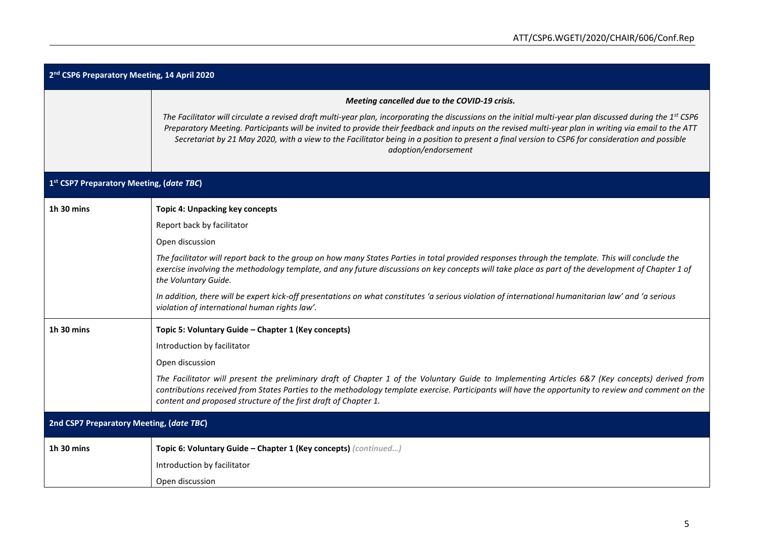| **2nd CSP6 Preparatory Meeting, 14 April 2020** | |
|---|---|
| | ***Meeting cancelled due to the COVID-19 crisis.*** <br> *The Facilitator will circulate a revised draft multi-year plan, incorporating the discussions on the initial multi-year plan discussed during the 1st CSP6 Preparatory Meeting. Participants will be invited to provide their feedback and inputs on the revised multi-year plan in writing via email to the ATT Secretariat by 21 May 2020, with a view to the Facilitator being in a position to present a final version to CSP6 for consideration and possible adoption/endorsement* |
| **1st CSP7 Preparatory Meeting, (*date TBC*)** | |
| **1h 30 mins** | **Topic 4: Unpacking key concepts** <br> Report back by facilitator <br> Open discussion <br> *The facilitator will report back to the group on how many States Parties in total provided responses through the template. This will conclude the exercise involving the methodology template, and any future discussions on key concepts will take place as part of the development of Chapter 1 of the Voluntary Guide.* <br> *In addition, there will be expert kick-off presentations on what constitutes 'a serious violation of international humanitarian law' and 'a serious violation of international human rights law'.* |
| **1h 30 mins** | **Topic 5: Voluntary Guide – Chapter 1 (Key concepts)** <br> Introduction by facilitator <br> Open discussion <br> *The Facilitator will present the preliminary draft of Chapter 1 of the Voluntary Guide to Implementing Articles 6&7 (Key concepts) derived from contributions received from States Parties to the methodology template exercise. Participants will have the opportunity to review and comment on the content and proposed structure of the first draft of Chapter 1.* |
| **2nd CSP7 Preparatory Meeting, (*date TBC*)** | |
| **1h 30 mins** | **Topic 6: Voluntary Guide – Chapter 1 (Key concepts)** *(continued…)* <br> Introduction by facilitator <br> Open discussion |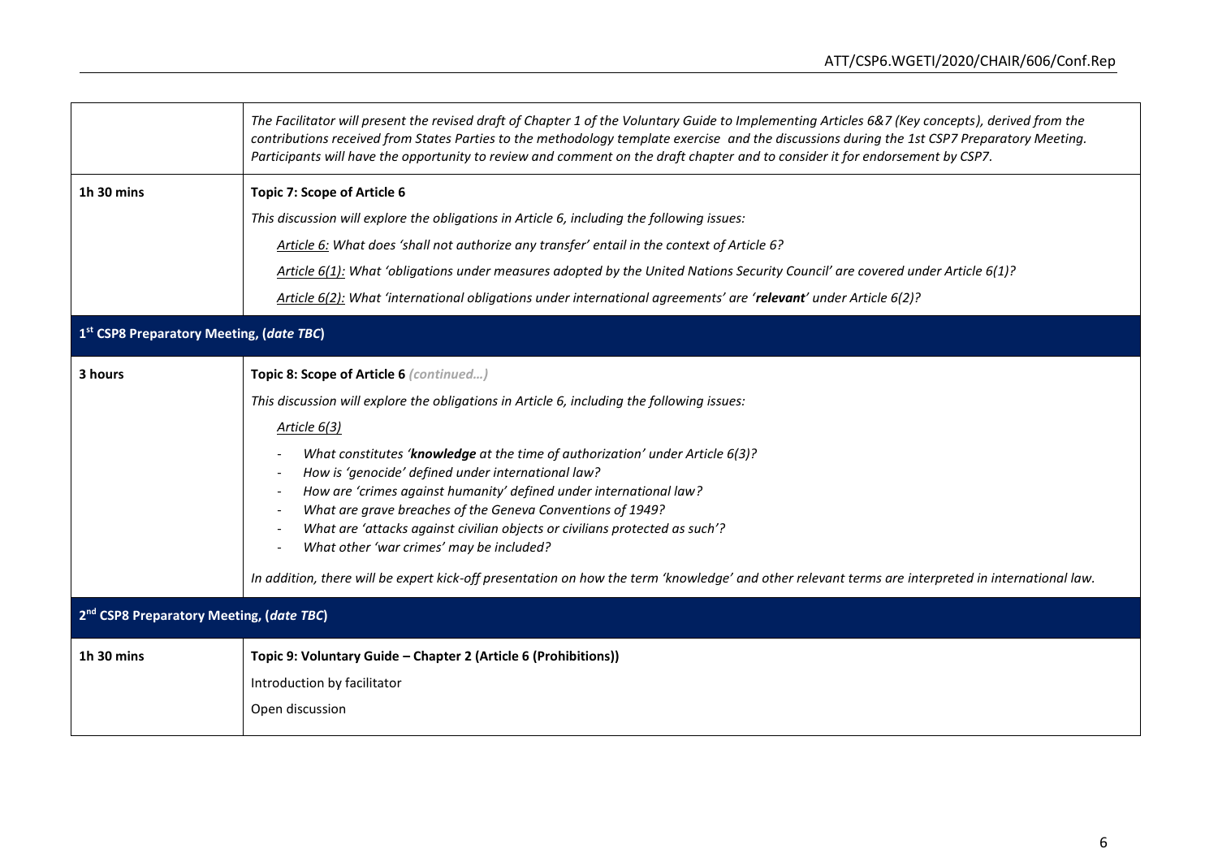| | |
|---|---|
| | *The Facilitator will present the revised draft of Chapter 1 of the Voluntary Guide to Implementing Articles 6&7 (Key concepts), derived from the contributions received from States Parties to the methodology template exercise and the discussions during the 1st CSP7 Preparatory Meeting. Participants will have the opportunity to review and comment on the draft chapter and to consider it for endorsement by CSP7.* |
| **1h 30 mins** | **Topic 7: Scope of Article 6**<br>*This discussion will explore the obligations in Article 6, including the following issues:*<br>*Article 6: What does 'shall not authorize any transfer' entail in the context of Article 6?*<br>*Article 6(1): What 'obligations under measures adopted by the United Nations Security Council' are covered under Article 6(1)?*<br>*Article 6(2): What 'international obligations under international agreements' are '**relevant**' under Article 6(2)?* |
| **1st CSP8 Preparatory Meeting, (*date TBC*)** | |
| **3 hours** | **Topic 8: Scope of Article 6** *(continued…)*<br>*This discussion will explore the obligations in Article 6, including the following issues:*<br>*Article 6(3)*<br>- *What constitutes '**knowledge** at the time of authorization' under Article 6(3)?*<br>- *How is 'genocide' defined under international law?*<br>- *How are 'crimes against humanity' defined under international law?*<br>- *What are grave breaches of the Geneva Conventions of 1949?*<br>- *What are 'attacks against civilian objects or civilians protected as such'?*<br>- *What other 'war crimes' may be included?*<br>*In addition, there will be expert kick-off presentation on how the term 'knowledge' and other relevant terms are interpreted in international law.* |
| **2nd CSP8 Preparatory Meeting, (*date TBC*)** | |
| **1h 30 mins** | **Topic 9: Voluntary Guide – Chapter 2 (Article 6 (Prohibitions))**<br>Introduction by facilitator<br>Open discussion |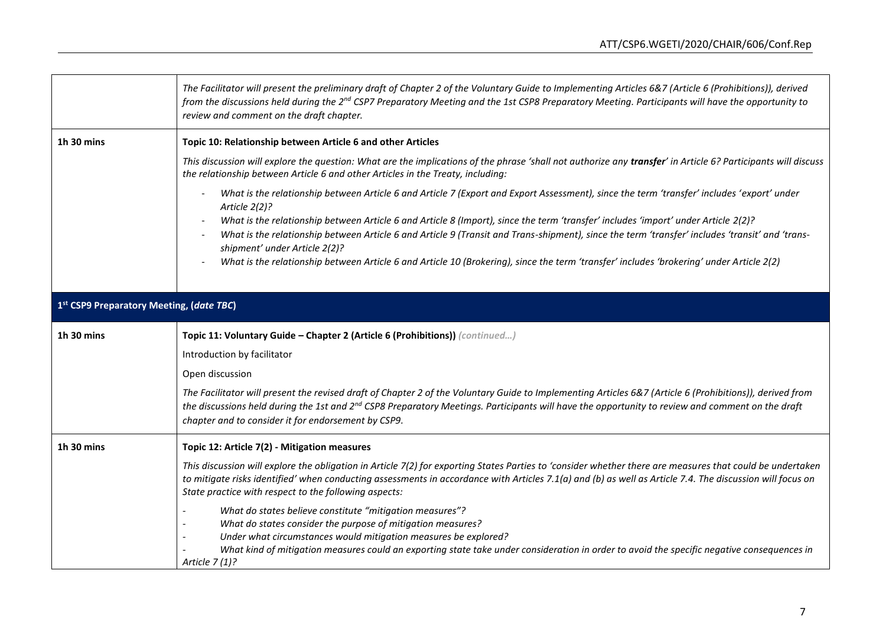| | |
|---|---|
| | *The Facilitator will present the preliminary draft of Chapter 2 of the Voluntary Guide to Implementing Articles 6&7 (Article 6 (Prohibitions)), derived from the discussions held during the 2nd CSP7 Preparatory Meeting and the 1st CSP8 Preparatory Meeting. Participants will have the opportunity to review and comment on the draft chapter.* |
| 1h 30 mins | **Topic 10: Relationship between Article 6 and other Articles**<br><br>*This discussion will explore the question: What are the implications of the phrase 'shall not authorize any **transfer**' in Article 6? Participants will discuss the relationship between Article 6 and other Articles in the Treaty, including:*<br><br>- *What is the relationship between Article 6 and Article 7 (Export and Export Assessment), since the term 'transfer' includes 'export' under Article 2(2)?*<br>- *What is the relationship between Article 6 and Article 8 (Import), since the term 'transfer' includes 'import' under Article 2(2)?*<br>- *What is the relationship between Article 6 and Article 9 (Transit and Trans-shipment), since the term 'transfer' includes 'transit' and 'trans-shipment' under Article 2(2)?*<br>- *What is the relationship between Article 6 and Article 10 (Brokering), since the term 'transfer' includes 'brokering' under Article 2(2)* |
| **1st CSP9 Preparatory Meeting, (*date TBC*)** | |
| 1h 30 mins | **Topic 11: Voluntary Guide – Chapter 2 (Article 6 (Prohibitions))** *(continued…)*<br><br>Introduction by facilitator<br><br>Open discussion<br><br>*The Facilitator will present the revised draft of Chapter 2 of the Voluntary Guide to Implementing Articles 6&7 (Article 6 (Prohibitions)), derived from the discussions held during the 1st and 2nd CSP8 Preparatory Meetings. Participants will have the opportunity to review and comment on the draft chapter and to consider it for endorsement by CSP9.* |
| 1h 30 mins | **Topic 12: Article 7(2) - Mitigation measures**<br><br>*This discussion will explore the obligation in Article 7(2) for exporting States Parties to 'consider whether there are measures that could be undertaken to mitigate risks identified' when conducting assessments in accordance with Articles 7.1(a) and (b) as well as Article 7.4. The discussion will focus on State practice with respect to the following aspects:*<br><br>- *What do states believe constitute "mitigation measures"?*<br>- *What do states consider the purpose of mitigation measures?*<br>- *Under what circumstances would mitigation measures be explored?*<br>- *What kind of mitigation measures could an exporting state take under consideration in order to avoid the specific negative consequences in Article 7 (1)?* |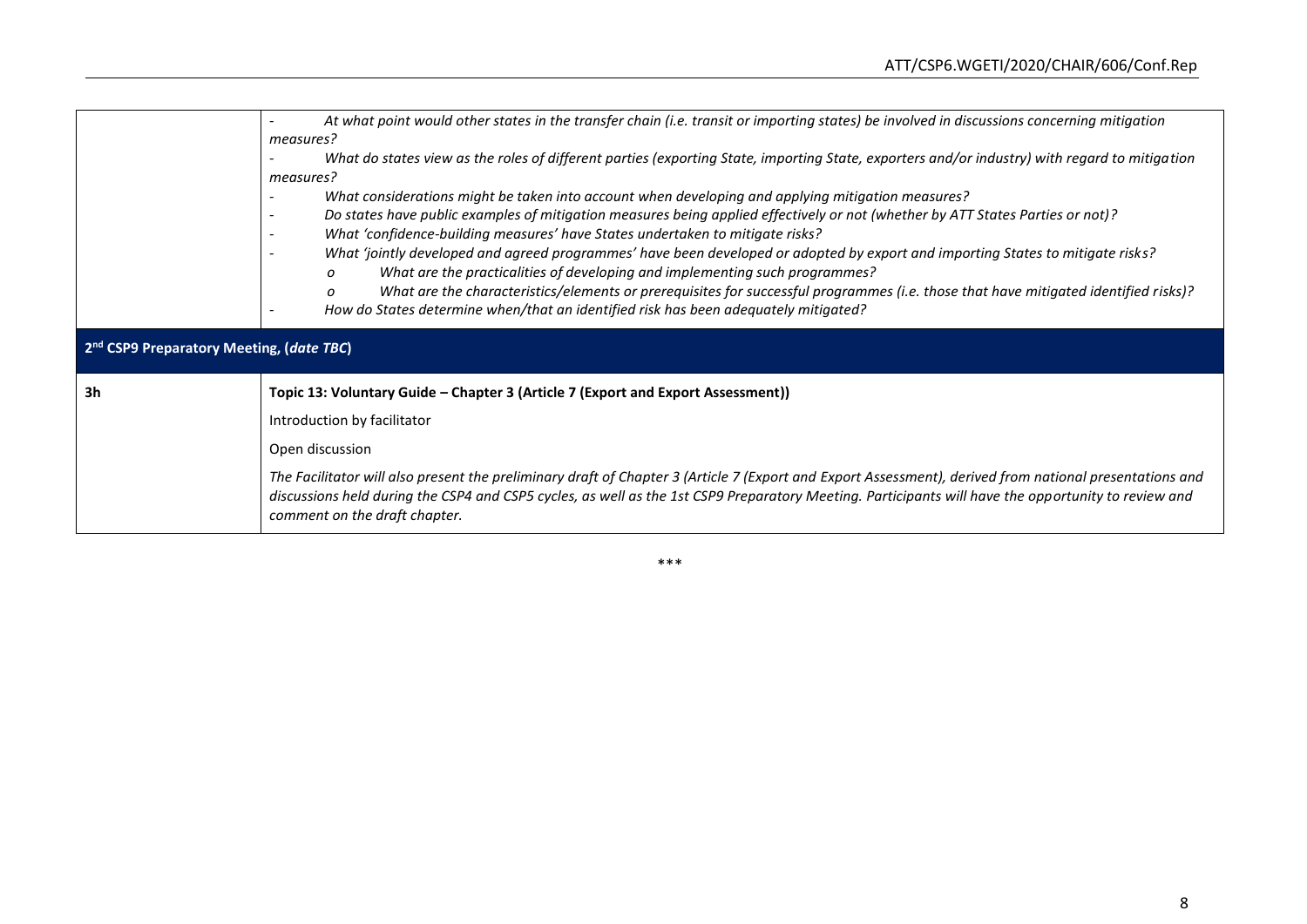| | |
|---|---|
| | - *At what point would other states in the transfer chain (i.e. transit or importing states) be involved in discussions concerning mitigation measures?*<br>- *What do states view as the roles of different parties (exporting State, importing State, exporters and/or industry) with regard to mitigation measures?*<br>- *What considerations might be taken into account when developing and applying mitigation measures?*<br>- *Do states have public examples of mitigation measures being applied effectively or not (whether by ATT States Parties or not)?*<br>- *What 'confidence-building measures' have States undertaken to mitigate risks?*<br>- *What 'jointly developed and agreed programmes' have been developed or adopted by export and importing States to mitigate risks?*<br>  o *What are the practicalities of developing and implementing such programmes?*<br>  o *What are the characteristics/elements or prerequisites for successful programmes (i.e. those that have mitigated identified risks)?*<br>- *How do States determine when/that an identified risk has been adequately mitigated?* |
| **2nd CSP9 Preparatory Meeting, (*date TBC*)** | |
| **3h** | **Topic 13: Voluntary Guide – Chapter 3 (Article 7 (Export and Export Assessment))**<br><br>Introduction by facilitator<br><br>Open discussion<br><br>*The Facilitator will also present the preliminary draft of Chapter 3 (Article 7 (Export and Export Assessment), derived from national presentations and discussions held during the CSP4 and CSP5 cycles, as well as the 1st CSP9 Preparatory Meeting. Participants will have the opportunity to review and comment on the draft chapter.* |

***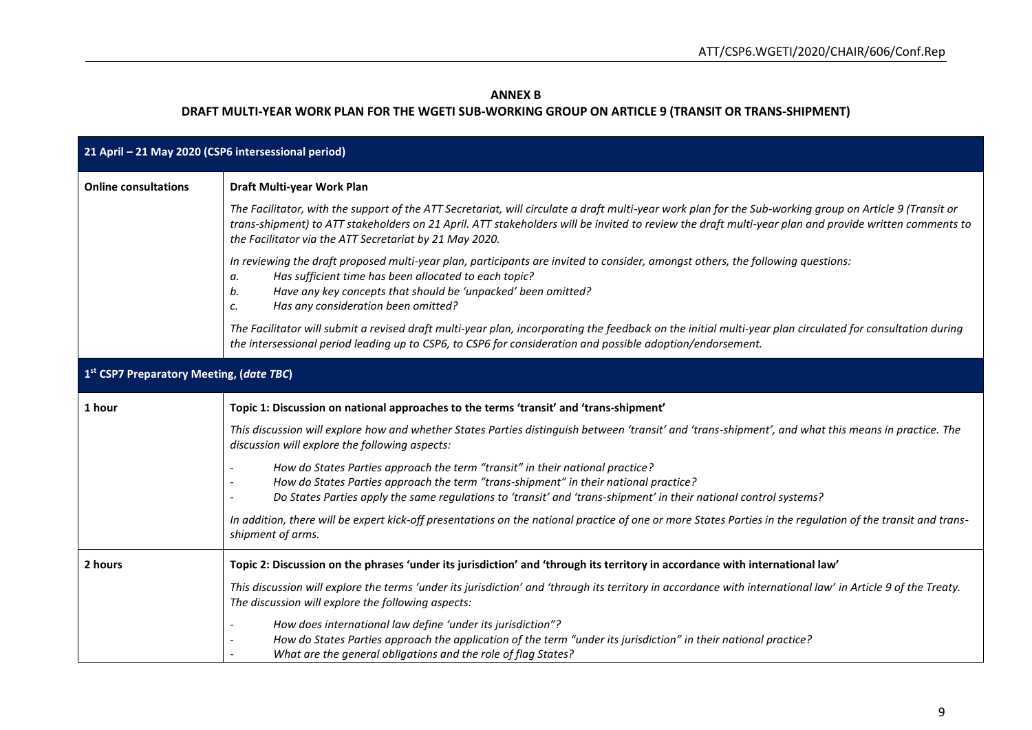**ANNEX B**

**DRAFT MULTI-YEAR WORK PLAN FOR THE WGETI SUB-WORKING GROUP ON ARTICLE 9 (TRANSIT OR TRANS-SHIPMENT)**

| **21 April – 21 May 2020 (CSP6 intersessional period)** | |
|---|---|
| **Online consultations** | **Draft Multi-year Work Plan**<br><br>*The Facilitator, with the support of the ATT Secretariat, will circulate a draft multi-year work plan for the Sub-working group on Article 9 (Transit or trans-shipment) to ATT stakeholders on 21 April. ATT stakeholders will be invited to review the draft multi-year plan and provide written comments to the Facilitator via the ATT Secretariat by 21 May 2020.*<br><br>*In reviewing the draft proposed multi-year plan, participants are invited to consider, amongst others, the following questions:*<br>*a. Has sufficient time has been allocated to each topic?*<br>*b. Have any key concepts that should be 'unpacked' been omitted?*<br>*c. Has any consideration been omitted?*<br><br>*The Facilitator will submit a revised draft multi-year plan, incorporating the feedback on the initial multi-year plan circulated for consultation during the intersessional period leading up to CSP6, to CSP6 for consideration and possible adoption/endorsement.* |
| **1st CSP7 Preparatory Meeting, (*date TBC*)** | |
| **1 hour** | **Topic 1: Discussion on national approaches to the terms 'transit' and 'trans-shipment'**<br><br>*This discussion will explore how and whether States Parties distinguish between 'transit' and 'trans-shipment', and what this means in practice. The discussion will explore the following aspects:*<br>- *How do States Parties approach the term "transit" in their national practice?*<br>- *How do States Parties approach the term "trans-shipment" in their national practice?*<br>- *Do States Parties apply the same regulations to 'transit' and 'trans-shipment' in their national control systems?*<br><br>*In addition, there will be expert kick-off presentations on the national practice of one or more States Parties in the regulation of the transit and trans-shipment of arms.* |
| **2 hours** | **Topic 2: Discussion on the phrases 'under its jurisdiction' and 'through its territory in accordance with international law'**<br><br>*This discussion will explore the terms 'under its jurisdiction' and 'through its territory in accordance with international law' in Article 9 of the Treaty. The discussion will explore the following aspects:*<br>- *How does international law define 'under its jurisdiction"?*<br>- *How do States Parties approach the application of the term "under its jurisdiction" in their national practice?*<br>- *What are the general obligations and the role of flag States?* |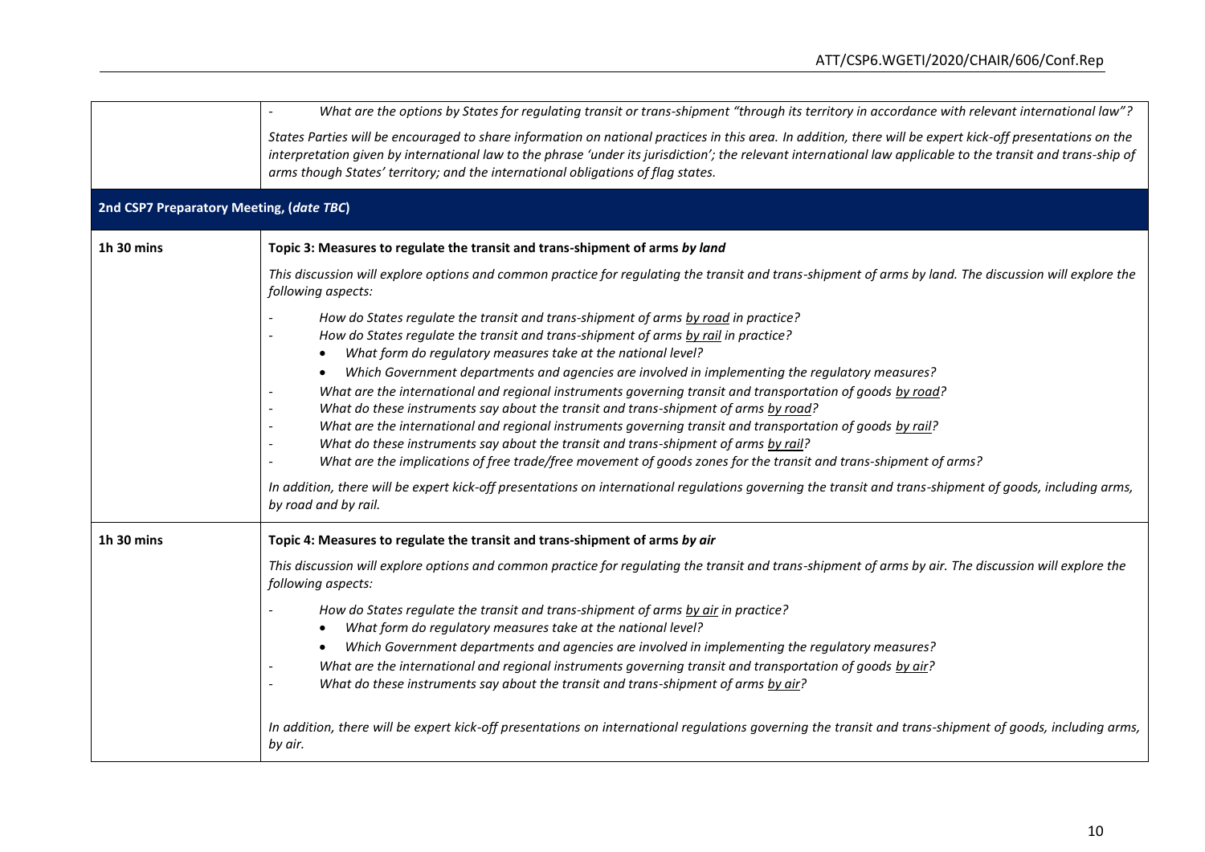| | |
|---|---|
| | - *What are the options by States for regulating transit or trans-shipment "through its territory in accordance with relevant international law"?*<br><br>*States Parties will be encouraged to share information on national practices in this area. In addition, there will be expert kick-off presentations on the interpretation given by international law to the phrase 'under its jurisdiction'; the relevant international law applicable to the transit and trans-ship of arms though States' territory; and the international obligations of flag states.* |
| **2nd CSP7 Preparatory Meeting, (*date TBC*)** | |
| **1h 30 mins** | **Topic 3: Measures to regulate the transit and trans-shipment of arms *by land***<br><br>*This discussion will explore options and common practice for regulating the transit and trans-shipment of arms by land. The discussion will explore the following aspects:*<br><br>- *How do States regulate the transit and trans-shipment of arms by road in practice?*<br>- *How do States regulate the transit and trans-shipment of arms by rail in practice?*<br>&nbsp;&nbsp;&nbsp;&nbsp;• *What form do regulatory measures take at the national level?*<br>&nbsp;&nbsp;&nbsp;&nbsp;• *Which Government departments and agencies are involved in implementing the regulatory measures?*<br>- *What are the international and regional instruments governing transit and transportation of goods by road?*<br>- *What do these instruments say about the transit and trans-shipment of arms by road?*<br>- *What are the international and regional instruments governing transit and transportation of goods by rail?*<br>- *What do these instruments say about the transit and trans-shipment of arms by rail?*<br>- *What are the implications of free trade/free movement of goods zones for the transit and trans-shipment of arms?*<br><br>*In addition, there will be expert kick-off presentations on international regulations governing the transit and trans-shipment of goods, including arms, by road and by rail.* |
| **1h 30 mins** | **Topic 4: Measures to regulate the transit and trans-shipment of arms *by air***<br><br>*This discussion will explore options and common practice for regulating the transit and trans-shipment of arms by air. The discussion will explore the following aspects:*<br><br>- *How do States regulate the transit and trans-shipment of arms by air in practice?*<br>&nbsp;&nbsp;&nbsp;&nbsp;• *What form do regulatory measures take at the national level?*<br>&nbsp;&nbsp;&nbsp;&nbsp;• *Which Government departments and agencies are involved in implementing the regulatory measures?*<br>- *What are the international and regional instruments governing transit and transportation of goods by air?*<br>- *What do these instruments say about the transit and trans-shipment of arms by air?*<br><br>*In addition, there will be expert kick-off presentations on international regulations governing the transit and trans-shipment of goods, including arms, by air.* |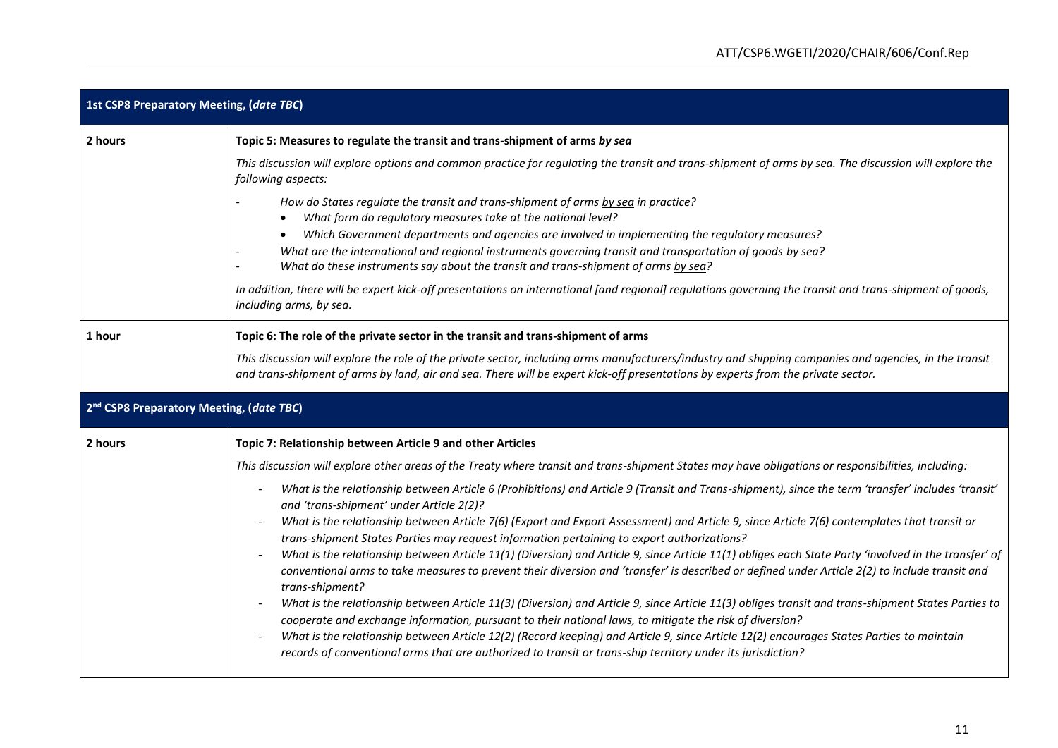| 1st CSP8 Preparatory Meeting, (*date TBC*) | |
|---|---|
| 2 hours | **Topic 5: Measures to regulate the transit and trans-shipment of arms *by sea***<br><br>*This discussion will explore options and common practice for regulating the transit and trans-shipment of arms by sea. The discussion will explore the following aspects:*<br><br>- *How do States regulate the transit and trans-shipment of arms by sea in practice?*<br>  • *What form do regulatory measures take at the national level?*<br>  • *Which Government departments and agencies are involved in implementing the regulatory measures?*<br>- *What are the international and regional instruments governing transit and transportation of goods by sea?*<br>- *What do these instruments say about the transit and trans-shipment of arms by sea?*<br><br>*In addition, there will be expert kick-off presentations on international [and regional] regulations governing the transit and trans-shipment of goods, including arms, by sea.* |
| 1 hour | **Topic 6: The role of the private sector in the transit and trans-shipment of arms**<br><br>*This discussion will explore the role of the private sector, including arms manufacturers/industry and shipping companies and agencies, in the transit and trans-shipment of arms by land, air and sea. There will be expert kick-off presentations by experts from the private sector.* |
| **2nd CSP8 Preparatory Meeting, (*date TBC*)** | |
| 2 hours | **Topic 7: Relationship between Article 9 and other Articles**<br><br>*This discussion will explore other areas of the Treaty where transit and trans-shipment States may have obligations or responsibilities, including:*<br><br>- *What is the relationship between Article 6 (Prohibitions) and Article 9 (Transit and Trans-shipment), since the term 'transfer' includes 'transit' and 'trans-shipment' under Article 2(2)?*<br>- *What is the relationship between Article 7(6) (Export and Export Assessment) and Article 9, since Article 7(6) contemplates that transit or trans-shipment States Parties may request information pertaining to export authorizations?*<br>- *What is the relationship between Article 11(1) (Diversion) and Article 9, since Article 11(1) obliges each State Party 'involved in the transfer' of conventional arms to take measures to prevent their diversion and 'transfer' is described or defined under Article 2(2) to include transit and trans-shipment?*<br>- *What is the relationship between Article 11(3) (Diversion) and Article 9, since Article 11(3) obliges transit and trans-shipment States Parties to cooperate and exchange information, pursuant to their national laws, to mitigate the risk of diversion?*<br>- *What is the relationship between Article 12(2) (Record keeping) and Article 9, since Article 12(2) encourages States Parties to maintain records of conventional arms that are authorized to transit or trans-ship territory under its jurisdiction?* |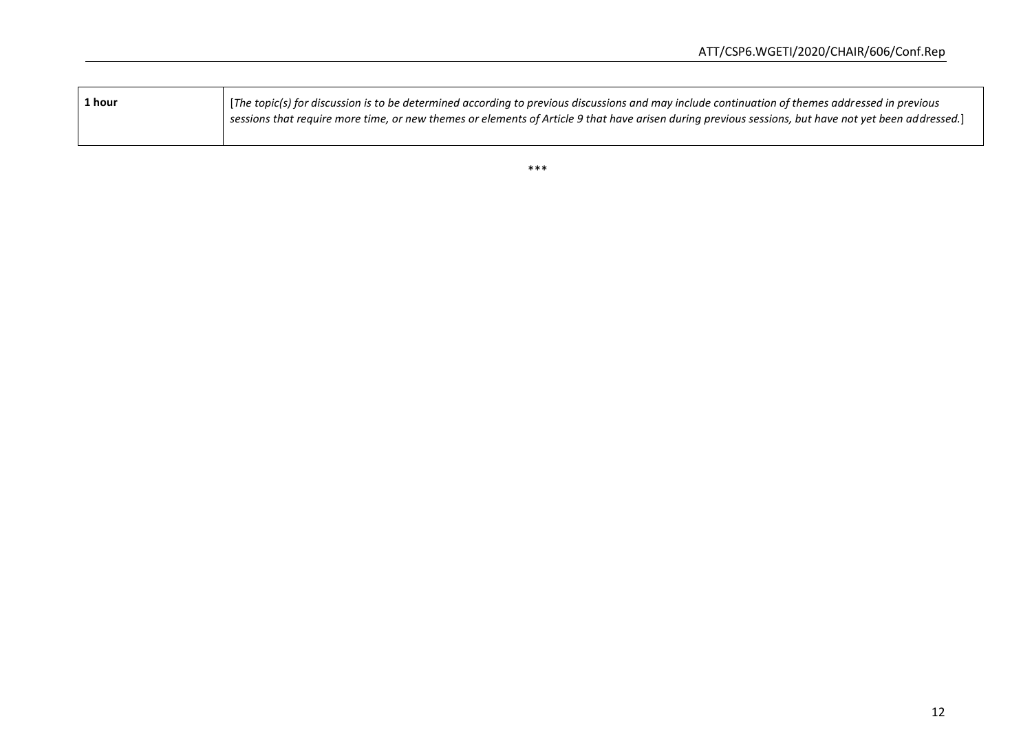| | |
|---|---|
| **1 hour** | [*The topic(s) for discussion is to be determined according to previous discussions and may include continuation of themes addressed in previous sessions that require more time, or new themes or elements of Article 9 that have arisen during previous sessions, but have not yet been addressed.*] |

***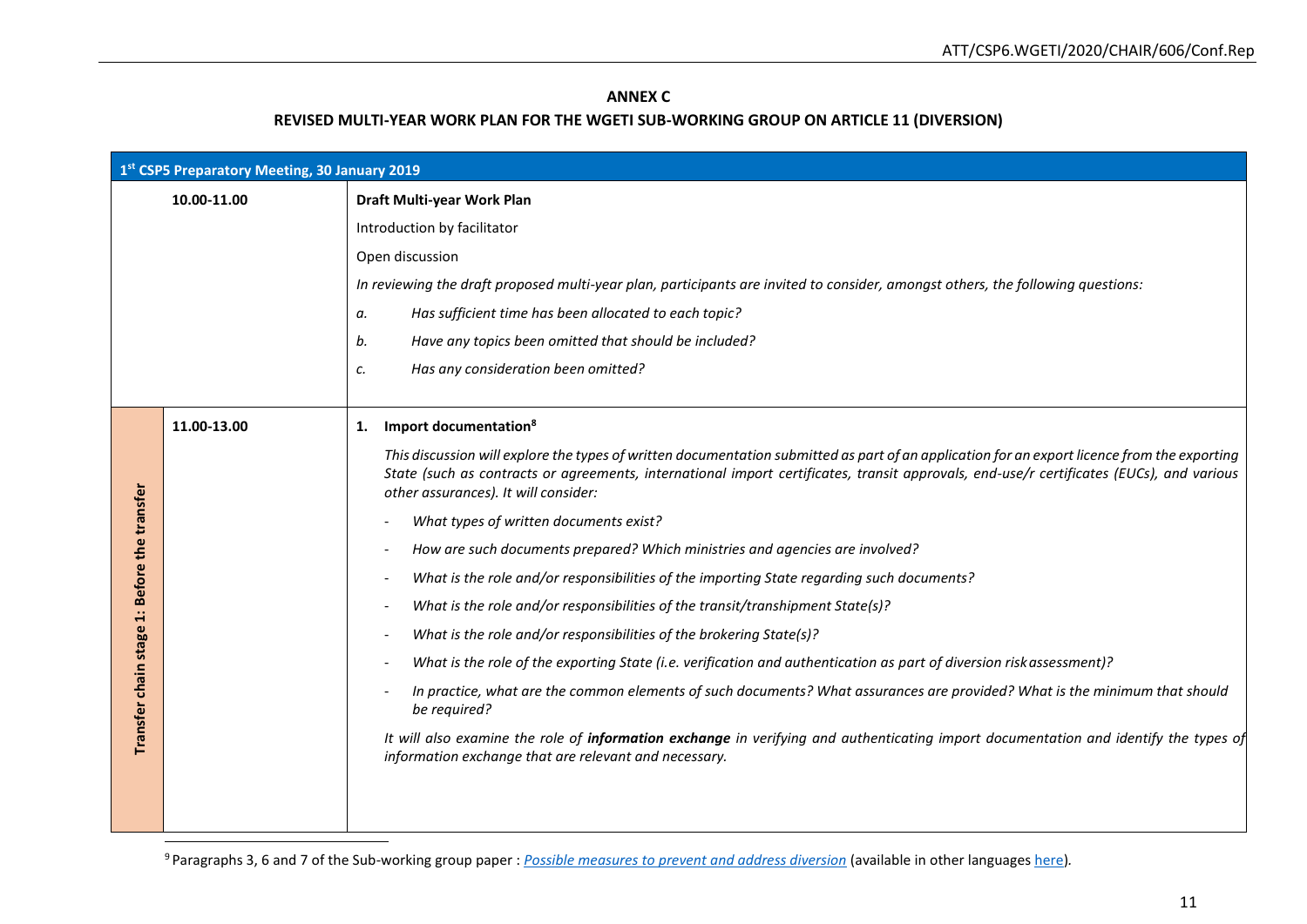**ANNEX C**

**REVISED MULTI-YEAR WORK PLAN FOR THE WGETI SUB-WORKING GROUP ON ARTICLE 11 (DIVERSION)**

| **1st CSP5 Preparatory Meeting, 30 January 2019** | | |
|---|---|---|
| | **10.00-11.00** | **Draft Multi-year Work Plan**<br><br>Introduction by facilitator<br><br>Open discussion<br><br>*In reviewing the draft proposed multi-year plan, participants are invited to consider, amongst others, the following questions:*<br><br>*a. Has sufficient time has been allocated to each topic?*<br><br>*b. Have any topics been omitted that should be included?*<br><br>*c. Has any consideration been omitted?* |
| **Transfer chain stage 1: Before the transfer** | **11.00-13.00** | **1. Import documentation[8]**<br><br>*This discussion will explore the types of written documentation submitted as part of an application for an export licence from the exporting State (such as contracts or agreements, international import certificates, transit approvals, end-use/r certificates (EUCs), and various other assurances). It will consider:*<br><br>- *What types of written documents exist?*<br>- *How are such documents prepared? Which ministries and agencies are involved?*<br>- *What is the role and/or responsibilities of the importing State regarding such documents?*<br>- *What is the role and/or responsibilities of the transit/transhipment State(s)?*<br>- *What is the role and/or responsibilities of the brokering State(s)?*<br>- *What is the role of the exporting State (i.e. verification and authentication as part of diversion risk assessment)?*<br>- *In practice, what are the common elements of such documents? What assurances are provided? What is the minimum that should be required?*<br><br>*It will also examine the role of **information exchange** in verifying and authenticating import documentation and identify the types of information exchange that are relevant and necessary.* |

[9] Paragraphs 3, 6 and 7 of the Sub-working group paper : *Possible measures to prevent and address diversion* (available in other languages here).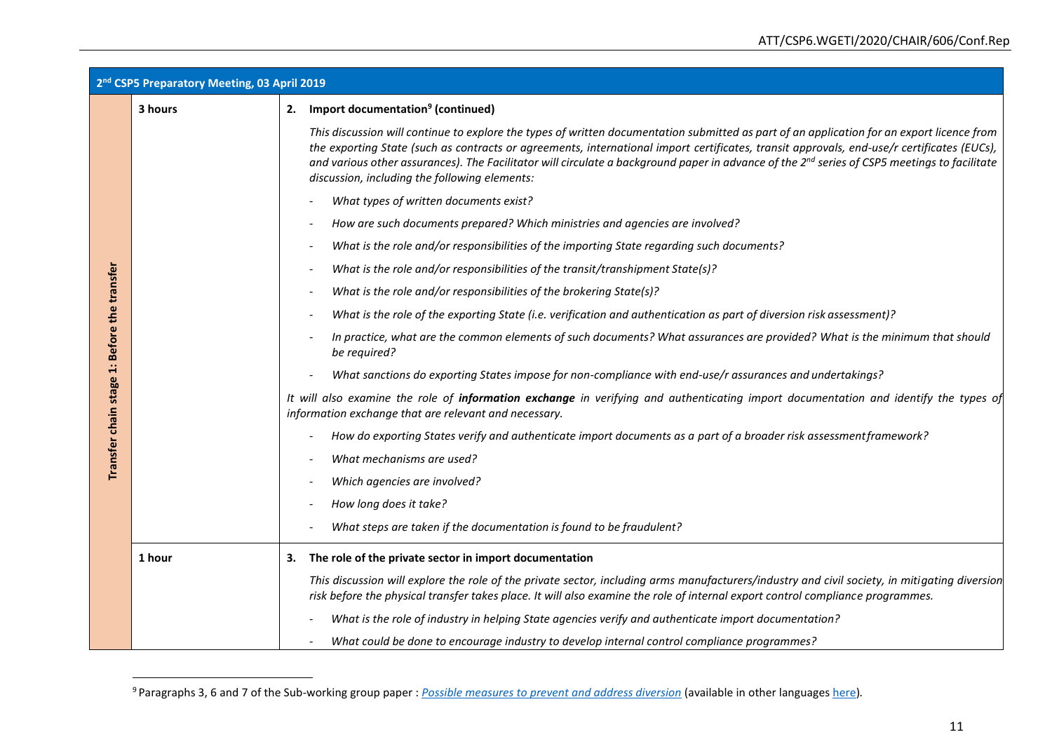| 2nd CSP5 Preparatory Meeting, 03 April 2019 | | |
|---|---|---|
| Transfer chain stage 1: Before the transfer | 3 hours | **2. Import documentation[9] (continued)**<br><br>*This discussion will continue to explore the types of written documentation submitted as part of an application for an export licence from the exporting State (such as contracts or agreements, international import certificates, transit approvals, end-use/r certificates (EUCs), and various other assurances). The Facilitator will circulate a background paper in advance of the 2nd series of CSP5 meetings to facilitate discussion, including the following elements:*<br><br>- *What types of written documents exist?*<br>- *How are such documents prepared? Which ministries and agencies are involved?*<br>- *What is the role and/or responsibilities of the importing State regarding such documents?*<br>- *What is the role and/or responsibilities of the transit/transhipment State(s)?*<br>- *What is the role and/or responsibilities of the brokering State(s)?*<br>- *What is the role of the exporting State (i.e. verification and authentication as part of diversion risk assessment)?*<br>- *In practice, what are the common elements of such documents? What assurances are provided? What is the minimum that should be required?*<br>- *What sanctions do exporting States impose for non-compliance with end-use/r assurances and undertakings?*<br><br>*It will also examine the role of* ***information exchange*** *in verifying and authenticating import documentation and identify the types of information exchange that are relevant and necessary.*<br><br>- *How do exporting States verify and authenticate import documents as a part of a broader risk assessment framework?*<br>- *What mechanisms are used?*<br>- *Which agencies are involved?*<br>- *How long does it take?*<br>- *What steps are taken if the documentation is found to be fraudulent?* |
| | 1 hour | **3. The role of the private sector in import documentation**<br><br>*This discussion will explore the role of the private sector, including arms manufacturers/industry and civil society, in mitigating diversion risk before the physical transfer takes place. It will also examine the role of internal export control compliance programmes.*<br><br>- *What is the role of industry in helping State agencies verify and authenticate import documentation?*<br>- *What could be done to encourage industry to develop internal control compliance programmes?* |

[9] Paragraphs 3, 6 and 7 of the Sub-working group paper : *Possible measures to prevent and address diversion* (available in other languages here).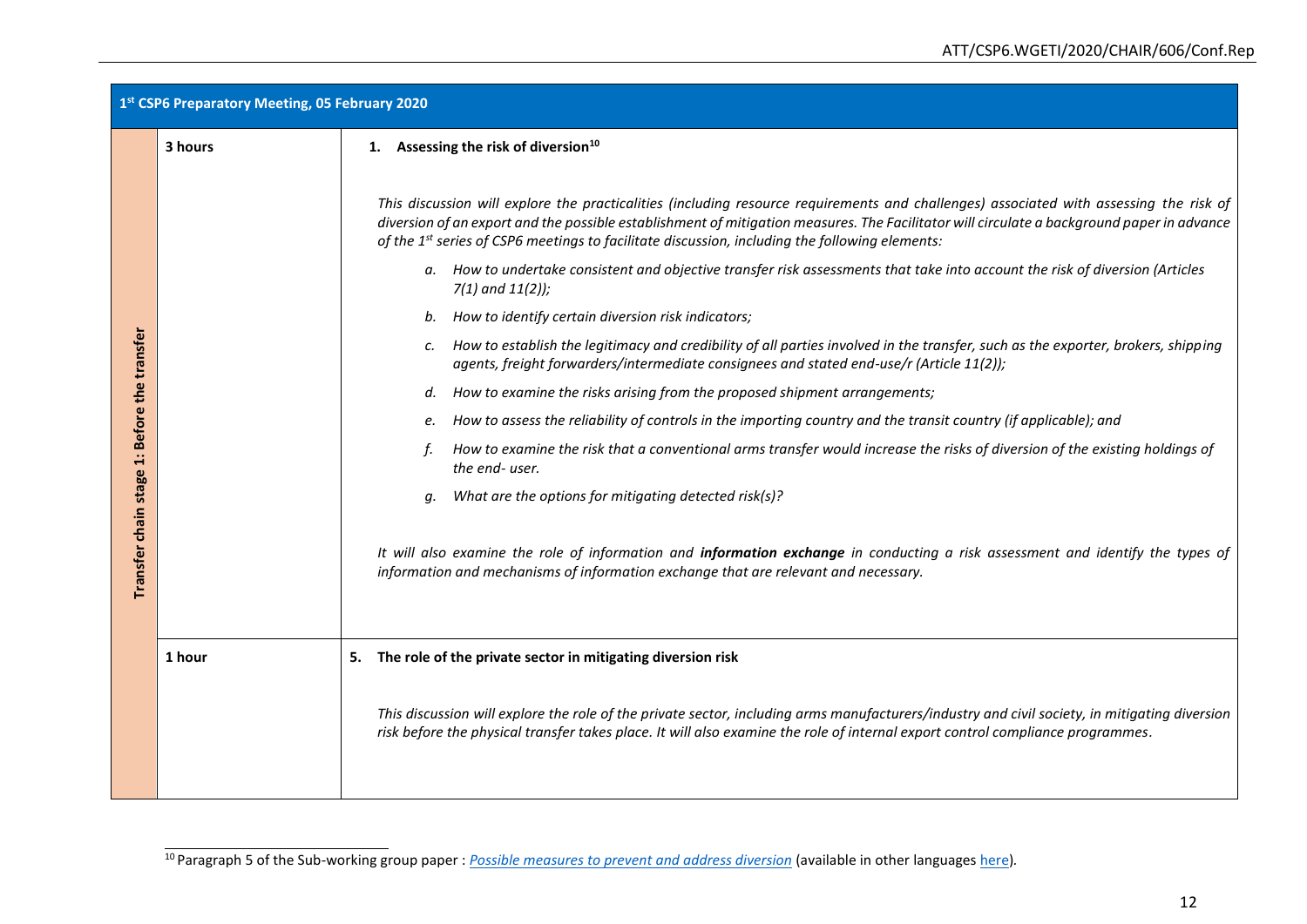| 1st CSP6 Preparatory Meeting, 05 February 2020 | | |
|---|---|---|
| **Transfer chain stage 1: Before the transfer** | **3 hours** | **1. Assessing the risk of diversion[10]**<br><br>*This discussion will explore the practicalities (including resource requirements and challenges) associated with assessing the risk of diversion of an export and the possible establishment of mitigation measures. The Facilitator will circulate a background paper in advance of the 1st series of CSP6 meetings to facilitate discussion, including the following elements:*<br><br>*a. How to undertake consistent and objective transfer risk assessments that take into account the risk of diversion (Articles 7(1) and 11(2));*<br>*b. How to identify certain diversion risk indicators;*<br>*c. How to establish the legitimacy and credibility of all parties involved in the transfer, such as the exporter, brokers, shipping agents, freight forwarders/intermediate consignees and stated end-use/r (Article 11(2));*<br>*d. How to examine the risks arising from the proposed shipment arrangements;*<br>*e. How to assess the reliability of controls in the importing country and the transit country (if applicable); and*<br>*f. How to examine the risk that a conventional arms transfer would increase the risks of diversion of the existing holdings of the end- user.*<br>*g. What are the options for mitigating detected risk(s)?*<br><br>*It will also examine the role of information and **information exchange** in conducting a risk assessment and identify the types of information and mechanisms of information exchange that are relevant and necessary.* |
| | **1 hour** | **5. The role of the private sector in mitigating diversion risk**<br><br>*This discussion will explore the role of the private sector, including arms manufacturers/industry and civil society, in mitigating diversion risk before the physical transfer takes place. It will also examine the role of internal export control compliance programmes.* |

[10] Paragraph 5 of the Sub-working group paper : *Possible measures to prevent and address diversion* (available in other languages here).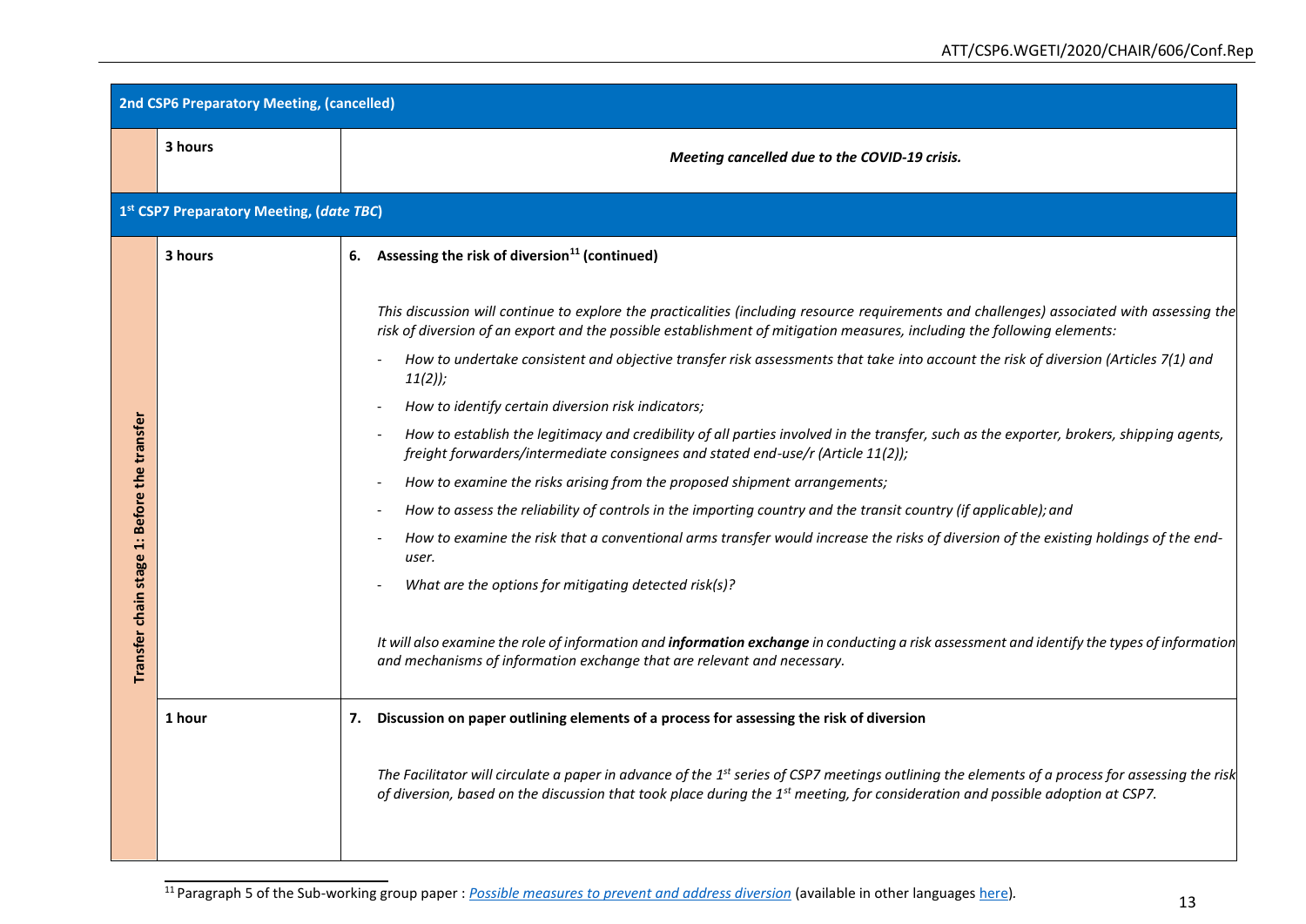| 2nd CSP6 Preparatory Meeting, (cancelled) | | |
|---|---|---|
| | **3 hours** | ***Meeting cancelled due to the COVID-19 crisis.*** |
| **1st CSP7 Preparatory Meeting, (*date TBC*)** | | |
| **Transfer chain stage 1: Before the transfer** | **3 hours** | **6. Assessing the risk of diversion[11] (continued)**<br><br>*This discussion will continue to explore the practicalities (including resource requirements and challenges) associated with assessing the risk of diversion of an export and the possible establishment of mitigation measures, including the following elements:*<br>- *How to undertake consistent and objective transfer risk assessments that take into account the risk of diversion (Articles 7(1) and 11(2));*<br>- *How to identify certain diversion risk indicators;*<br>- *How to establish the legitimacy and credibility of all parties involved in the transfer, such as the exporter, brokers, shipping agents, freight forwarders/intermediate consignees and stated end-use/r (Article 11(2));*<br>- *How to examine the risks arising from the proposed shipment arrangements;*<br>- *How to assess the reliability of controls in the importing country and the transit country (if applicable); and*<br>- *How to examine the risk that a conventional arms transfer would increase the risks of diversion of the existing holdings of the end-user.*<br>- *What are the options for mitigating detected risk(s)?*<br><br>*It will also examine the role of information and* ***information exchange*** *in conducting a risk assessment and identify the types of information and mechanisms of information exchange that are relevant and necessary.* |
| | **1 hour** | **7. Discussion on paper outlining elements of a process for assessing the risk of diversion**<br><br>*The Facilitator will circulate a paper in advance of the 1st series of CSP7 meetings outlining the elements of a process for assessing the risk of diversion, based on the discussion that took place during the 1st meeting, for consideration and possible adoption at CSP7.* |

[11] Paragraph 5 of the Sub-working group paper : *Possible measures to prevent and address diversion* (available in other languages here).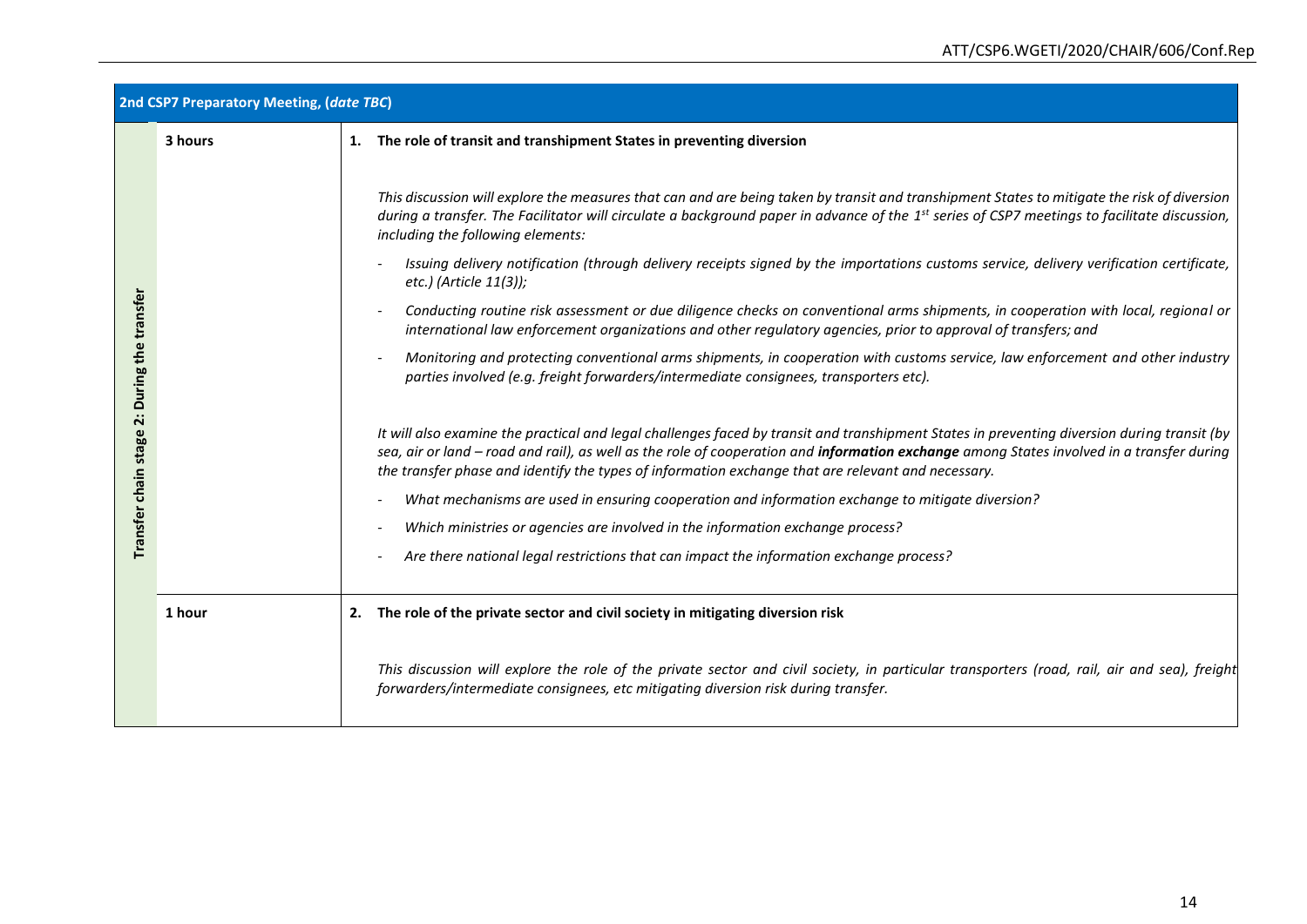| 2nd CSP7 Preparatory Meeting, (*date TBC*) | | |
|---|---|---|
| **Transfer chain stage 2: During the transfer** | **3 hours** | **1. The role of transit and transhipment States in preventing diversion**<br><br>*This discussion will explore the measures that can and are being taken by transit and transhipment States to mitigate the risk of diversion during a transfer. The Facilitator will circulate a background paper in advance of the 1st series of CSP7 meetings to facilitate discussion, including the following elements:*<br>- *Issuing delivery notification (through delivery receipts signed by the importations customs service, delivery verification certificate, etc.) (Article 11(3));*<br>- *Conducting routine risk assessment or due diligence checks on conventional arms shipments, in cooperation with local, regional or international law enforcement organizations and other regulatory agencies, prior to approval of transfers; and*<br>- *Monitoring and protecting conventional arms shipments, in cooperation with customs service, law enforcement and other industry parties involved (e.g. freight forwarders/intermediate consignees, transporters etc).*<br><br>*It will also examine the practical and legal challenges faced by transit and transhipment States in preventing diversion during transit (by sea, air or land – road and rail), as well as the role of cooperation and **information exchange** among States involved in a transfer during the transfer phase and identify the types of information exchange that are relevant and necessary.*<br>- *What mechanisms are used in ensuring cooperation and information exchange to mitigate diversion?*<br>- *Which ministries or agencies are involved in the information exchange process?*<br>- *Are there national legal restrictions that can impact the information exchange process?* |
| | **1 hour** | **2. The role of the private sector and civil society in mitigating diversion risk**<br><br>*This discussion will explore the role of the private sector and civil society, in particular transporters (road, rail, air and sea), freight forwarders/intermediate consignees, etc mitigating diversion risk during transfer.* |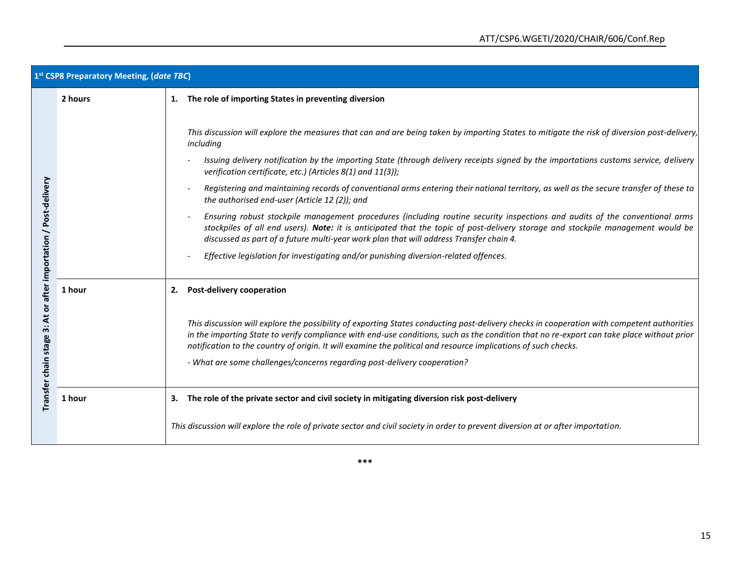| 1st CSP8 Preparatory Meeting, (*date TBC*) | | |
|---|---|---|
| **Transfer chain stage 3: At or after importation / Post-delivery** | **2 hours** | **1. The role of importing States in preventing diversion**<br><br>*This discussion will explore the measures that can and are being taken by importing States to mitigate the risk of diversion post-delivery, including*<br>- *Issuing delivery notification by the importing State (through delivery receipts signed by the importations customs service, delivery verification certificate, etc.) (Articles 8(1) and 11(3));*<br>- *Registering and maintaining records of conventional arms entering their national territory, as well as the secure transfer of these to the authorised end-user (Article 12 (2)); and*<br>- *Ensuring robust stockpile management procedures (including routine security inspections and audits of the conventional arms stockpiles of all end users).* ***Note:*** *it is anticipated that the topic of post-delivery storage and stockpile management would be discussed as part of a future multi-year work plan that will address Transfer chain 4.*<br>- *Effective legislation for investigating and/or punishing diversion-related offences.* |
| | **1 hour** | **2. Post-delivery cooperation**<br><br>*This discussion will explore the possibility of exporting States conducting post-delivery checks in cooperation with competent authorities in the importing State to verify compliance with end-use conditions, such as the condition that no re-export can take place without prior notification to the country of origin. It will examine the political and resource implications of such checks.*<br>*- What are some challenges/concerns regarding post-delivery cooperation?* |
| | **1 hour** | **3. The role of the private sector and civil society in mitigating diversion risk post-delivery**<br><br>*This discussion will explore the role of private sector and civil society in order to prevent diversion at or after importation.* |

\*\*\*